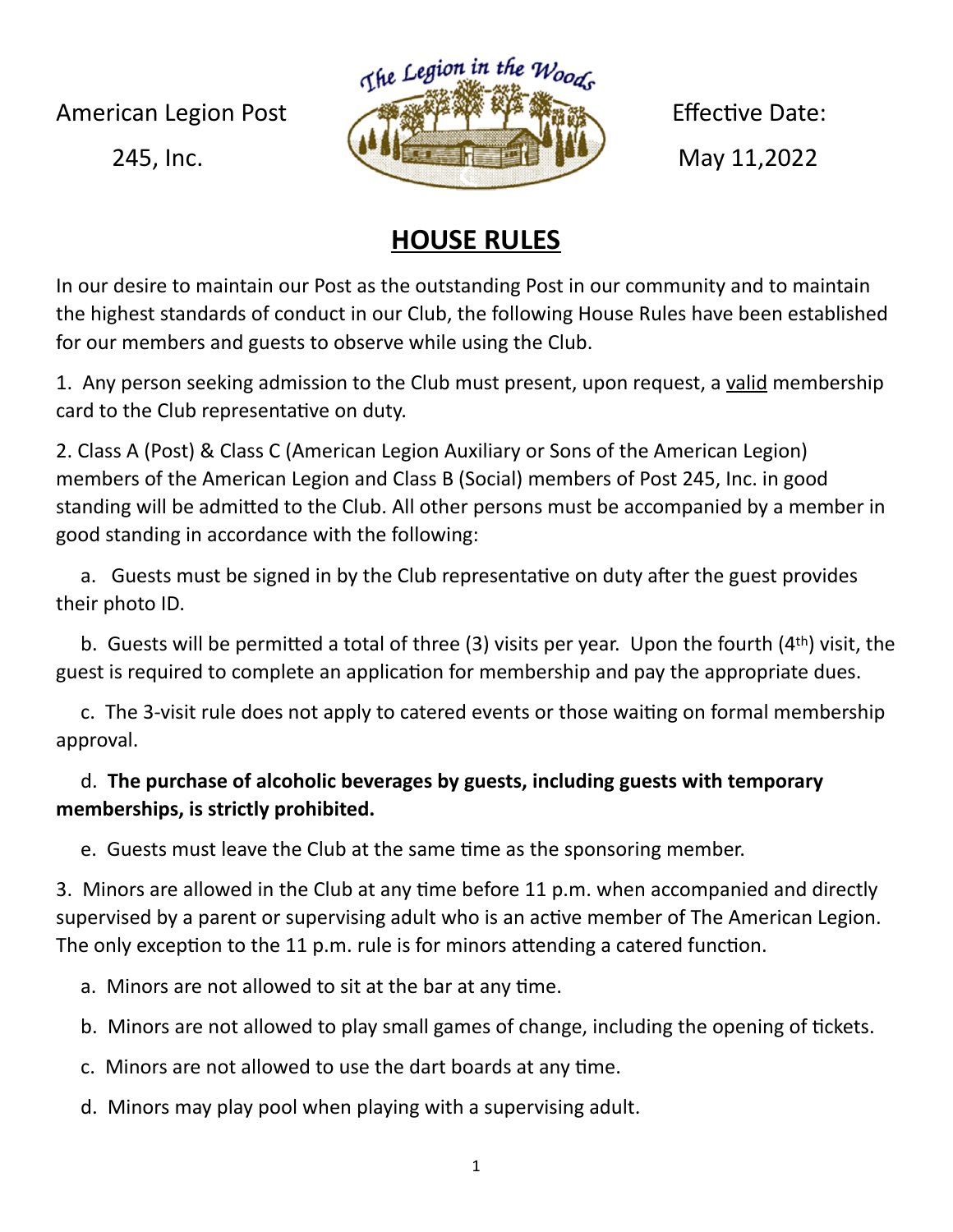American Legion Post 245, Inc.

The Legion in the Woods

Effective Date: May 11,2022

# HOUSE RULES

In our desire to maintain our Post as the outstanding Post in our community and to maintain the highest standards of conduct in our Club, the following House Rules have been established for our members and guests to observe while using the Club.

1. Any person seeking admission to the Club must present, upon request, a valid membership card to the Club representative on duty.

2. Class A (Post) & Class C (American Legion Auxiliary or Sons of the American Legion) members of the American Legion and Class B (Social) members of Post 245, Inc. in good standing will be admitted to the Club. All other persons must be accompanied by a member in good standing in accordance with the following:

   a. Guests must be signed in by the Club representative on duty after the guest provides their photo ID.

   b. Guests will be permitted a total of three (3) visits per year. Upon the fourth (4th) visit, the guest is required to complete an application for membership and pay the appropriate dues.

   c. The 3-visit rule does not apply to catered events or those waiting on formal membership approval.

   d. **The purchase of alcoholic beverages by guests, including guests with temporary memberships, is strictly prohibited.**

   e. Guests must leave the Club at the same time as the sponsoring member.

3. Minors are allowed in the Club at any time before 11 p.m. when accompanied and directly supervised by a parent or supervising adult who is an active member of The American Legion. The only exception to the 11 p.m. rule is for minors attending a catered function.

   a. Minors are not allowed to sit at the bar at any time.

   b. Minors are not allowed to play small games of change, including the opening of tickets.

   c. Minors are not allowed to use the dart boards at any time.

   d. Minors may play pool when playing with a supervising adult.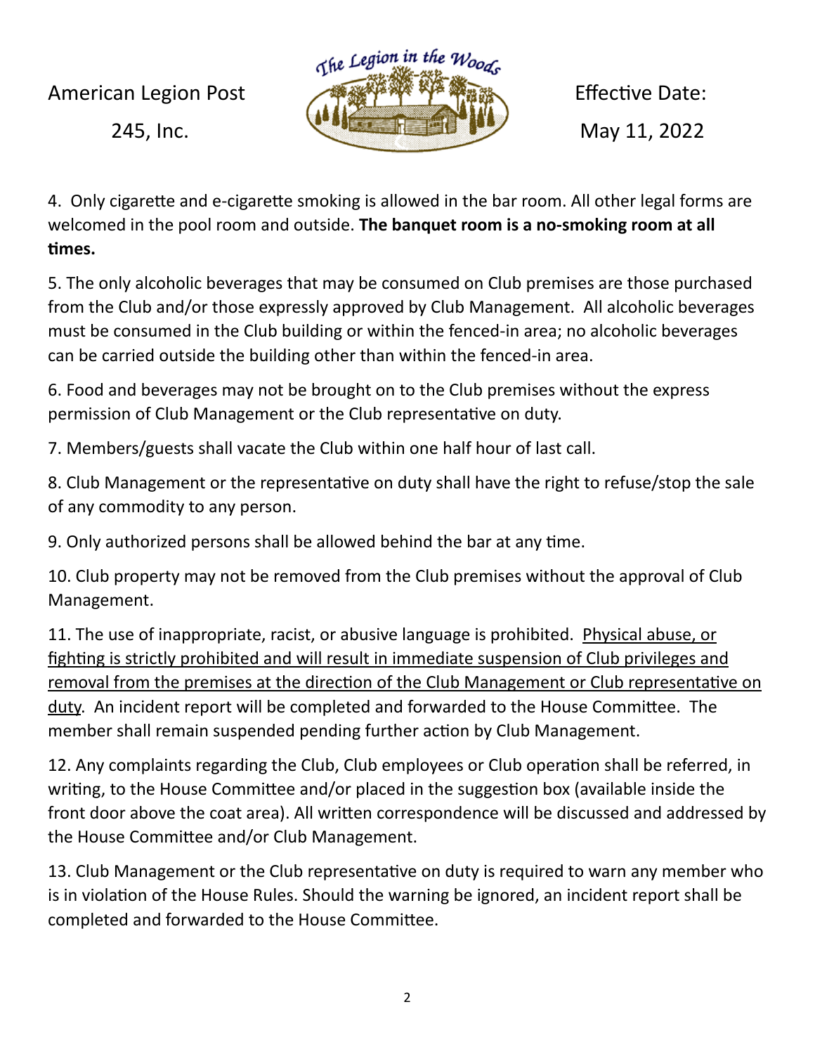4. Only cigarette and e-cigarette smoking is allowed in the bar room. All other legal forms are welcomed in the pool room and outside. **The banquet room is a no-smoking room at all times.**

5. The only alcoholic beverages that may be consumed on Club premises are those purchased from the Club and/or those expressly approved by Club Management. All alcoholic beverages must be consumed in the Club building or within the fenced-in area; no alcoholic beverages can be carried outside the building other than within the fenced-in area.

6. Food and beverages may not be brought on to the Club premises without the express permission of Club Management or the Club representative on duty.

7. Members/guests shall vacate the Club within one half hour of last call.

8. Club Management or the representative on duty shall have the right to refuse/stop the sale of any commodity to any person.

9. Only authorized persons shall be allowed behind the bar at any time.

10. Club property may not be removed from the Club premises without the approval of Club Management.

11. The use of inappropriate, racist, or abusive language is prohibited. <u>Physical abuse, or fighting is strictly prohibited and will result in immediate suspension of Club privileges and removal from the premises at the direction of the Club Management or Club representative on duty</u>. An incident report will be completed and forwarded to the House Committee. The member shall remain suspended pending further action by Club Management.

12. Any complaints regarding the Club, Club employees or Club operation shall be referred, in writing, to the House Committee and/or placed in the suggestion box (available inside the front door above the coat area). All written correspondence will be discussed and addressed by the House Committee and/or Club Management.

13. Club Management or the Club representative on duty is required to warn any member who is in violation of the House Rules. Should the warning be ignored, an incident report shall be completed and forwarded to the House Committee.